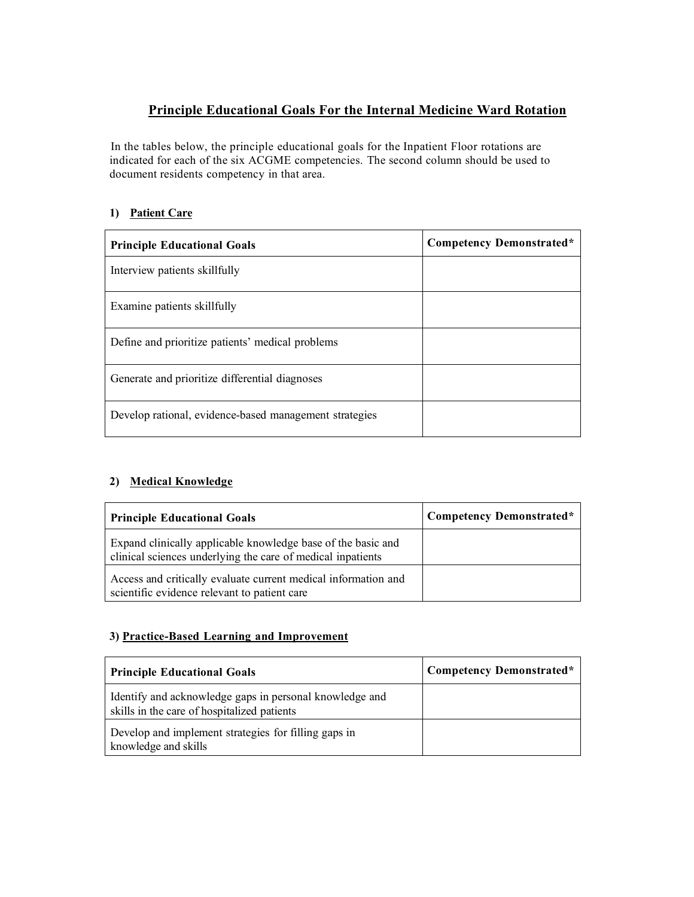# Principle Educational Goals For the Internal Medicine Ward Rotation

In the tables below, the principle educational goals for the Inpatient Floor rotations are indicated for each of the six ACGME competencies. The second column should be used to document residents competency in that area.

## 1) Patient Care

| Principle Educational Goals | Competency Demonstrated* |
|---|---|
| Interview patients skillfully | |
| Examine patients skillfully | |
| Define and prioritize patients' medical problems | |
| Generate and prioritize differential diagnoses | |
| Develop rational, evidence-based management strategies | |

## 2) Medical Knowledge

| Principle Educational Goals | Competency Demonstrated* |
|---|---|
| Expand clinically applicable knowledge base of the basic and clinical sciences underlying the care of medical inpatients | |
| Access and critically evaluate current medical information and scientific evidence relevant to patient care | |

## 3) Practice-Based Learning and Improvement

| Principle Educational Goals | Competency Demonstrated* |
|---|---|
| Identify and acknowledge gaps in personal knowledge and skills in the care of hospitalized patients | |
| Develop and implement strategies for filling gaps in knowledge and skills | |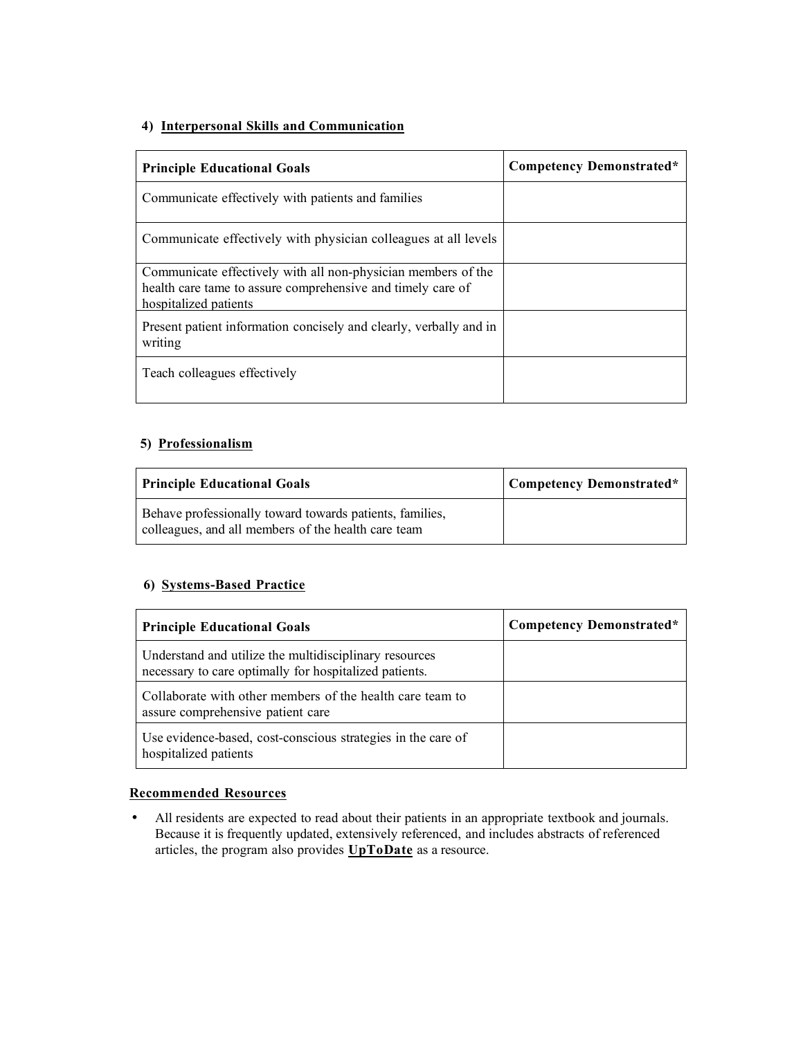#### 4) <u>Interpersonal Skills and Communication</u>

| **Principle Educational Goals** | **Competency Demonstrated*** |
|---|---|
| Communicate effectively with patients and families | |
| Communicate effectively with physician colleagues at all levels | |
| Communicate effectively with all non-physician members of the health care tame to assure comprehensive and timely care of hospitalized patients | |
| Present patient information concisely and clearly, verbally and in writing | |
| Teach colleagues effectively | |

#### 5) <u>Professionalism</u>

| **Principle Educational Goals** | **Competency Demonstrated*** |
|---|---|
| Behave professionally toward towards patients, families, colleagues, and all members of the health care team | |

#### 6) <u>Systems-Based Practice</u>

| **Principle Educational Goals** | **Competency Demonstrated*** |
|---|---|
| Understand and utilize the multidisciplinary resources necessary to care optimally for hospitalized patients. | |
| Collaborate with other members of the health care team to assure comprehensive patient care | |
| Use evidence-based, cost-conscious strategies in the care of hospitalized patients | |

### <u>Recommended Resources</u>

- All residents are expected to read about their patients in an appropriate textbook and journals. Because it is frequently updated, extensively referenced, and includes abstracts of referenced articles, the program also provides **<u>UpToDate</u>** as a resource.